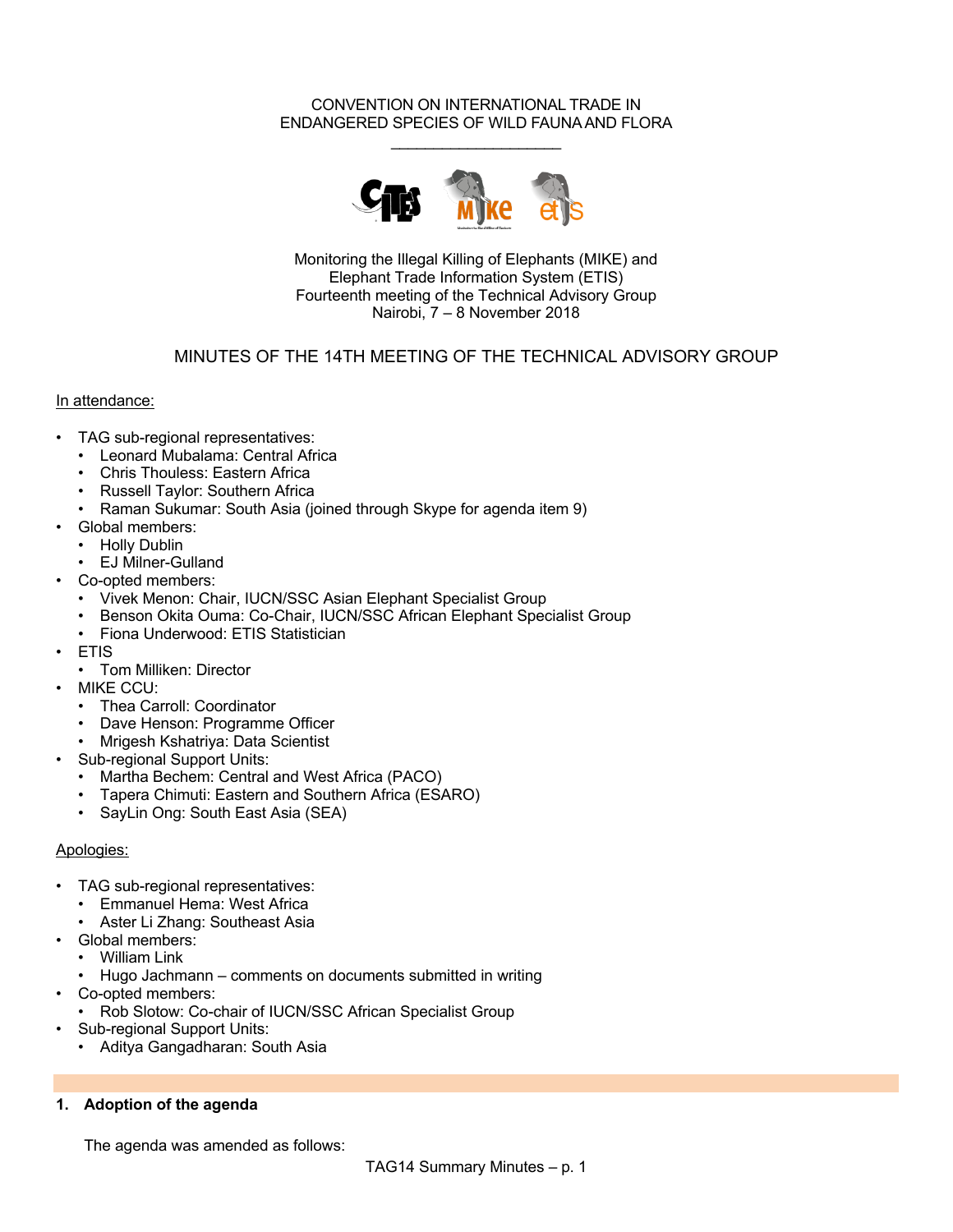CONVENTION ON INTERNATIONAL TRADE IN
ENDANGERED SPECIES OF WILD FAUNA AND FLORA

____________________

Monitoring the Illegal Killing of Elephants (MIKE) and
Elephant Trade Information System (ETIS)
Fourteenth meeting of the Technical Advisory Group
Nairobi, 7 – 8 November 2018

# MINUTES OF THE 14TH MEETING OF THE TECHNICAL ADVISORY GROUP

In attendance:

- TAG sub-regional representatives:
  - Leonard Mubalama: Central Africa
  - Chris Thouless: Eastern Africa
  - Russell Taylor: Southern Africa
  - Raman Sukumar: South Asia (joined through Skype for agenda item 9)
- Global members:
  - Holly Dublin
  - EJ Milner-Gulland
- Co-opted members:
  - Vivek Menon: Chair, IUCN/SSC Asian Elephant Specialist Group
  - Benson Okita Ouma: Co-Chair, IUCN/SSC African Elephant Specialist Group
  - Fiona Underwood: ETIS Statistician
- ETIS
  - Tom Milliken: Director
- MIKE CCU:
  - Thea Carroll: Coordinator
  - Dave Henson: Programme Officer
  - Mrigesh Kshatriya: Data Scientist
- Sub-regional Support Units:
  - Martha Bechem: Central and West Africa (PACO)
  - Tapera Chimuti: Eastern and Southern Africa (ESARO)
  - SayLin Ong: South East Asia (SEA)

Apologies:

- TAG sub-regional representatives:
  - Emmanuel Hema: West Africa
  - Aster Li Zhang: Southeast Asia
- Global members:
  - William Link
  - Hugo Jachmann – comments on documents submitted in writing
- Co-opted members:
  - Rob Slotow: Co-chair of IUCN/SSC African Specialist Group
- Sub-regional Support Units:
  - Aditya Gangadharan: South Asia

## 1. Adoption of the agenda

The agenda was amended as follows: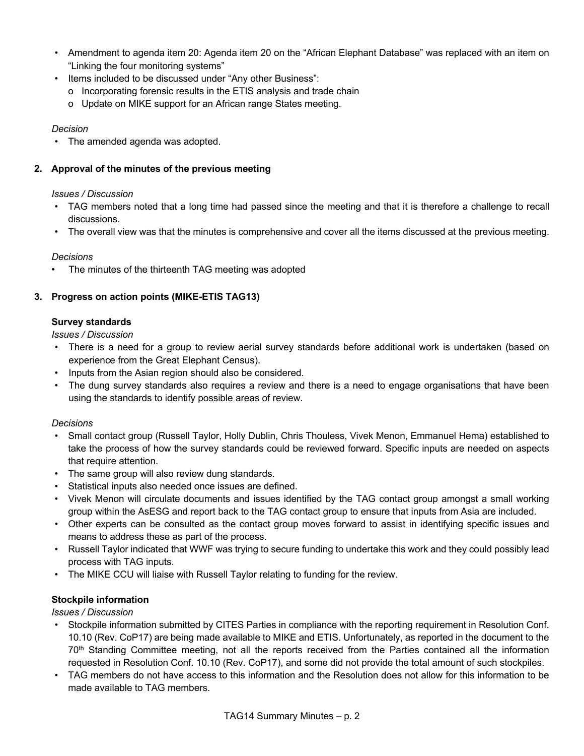- Amendment to agenda item 20: Agenda item 20 on the "African Elephant Database" was replaced with an item on "Linking the four monitoring systems"
- Items included to be discussed under "Any other Business":
  - Incorporating forensic results in the ETIS analysis and trade chain
  - Update on MIKE support for an African range States meeting.

*Decision*

- The amended agenda was adopted.

## 2. Approval of the minutes of the previous meeting

*Issues / Discussion*

- TAG members noted that a long time had passed since the meeting and that it is therefore a challenge to recall discussions.
- The overall view was that the minutes is comprehensive and cover all the items discussed at the previous meeting.

*Decisions*

- The minutes of the thirteenth TAG meeting was adopted

## 3. Progress on action points (MIKE-ETIS TAG13)

**Survey standards**

*Issues / Discussion*

- There is a need for a group to review aerial survey standards before additional work is undertaken (based on experience from the Great Elephant Census).
- Inputs from the Asian region should also be considered.
- The dung survey standards also requires a review and there is a need to engage organisations that have been using the standards to identify possible areas of review.

*Decisions*

- Small contact group (Russell Taylor, Holly Dublin, Chris Thouless, Vivek Menon, Emmanuel Hema) established to take the process of how the survey standards could be reviewed forward. Specific inputs are needed on aspects that require attention.
- The same group will also review dung standards.
- Statistical inputs also needed once issues are defined.
- Vivek Menon will circulate documents and issues identified by the TAG contact group amongst a small working group within the AsESG and report back to the TAG contact group to ensure that inputs from Asia are included.
- Other experts can be consulted as the contact group moves forward to assist in identifying specific issues and means to address these as part of the process.
- Russell Taylor indicated that WWF was trying to secure funding to undertake this work and they could possibly lead process with TAG inputs.
- The MIKE CCU will liaise with Russell Taylor relating to funding for the review.

**Stockpile information**

*Issues / Discussion*

- Stockpile information submitted by CITES Parties in compliance with the reporting requirement in Resolution Conf. 10.10 (Rev. CoP17) are being made available to MIKE and ETIS. Unfortunately, as reported in the document to the 70th Standing Committee meeting, not all the reports received from the Parties contained all the information requested in Resolution Conf. 10.10 (Rev. CoP17), and some did not provide the total amount of such stockpiles.
- TAG members do not have access to this information and the Resolution does not allow for this information to be made available to TAG members.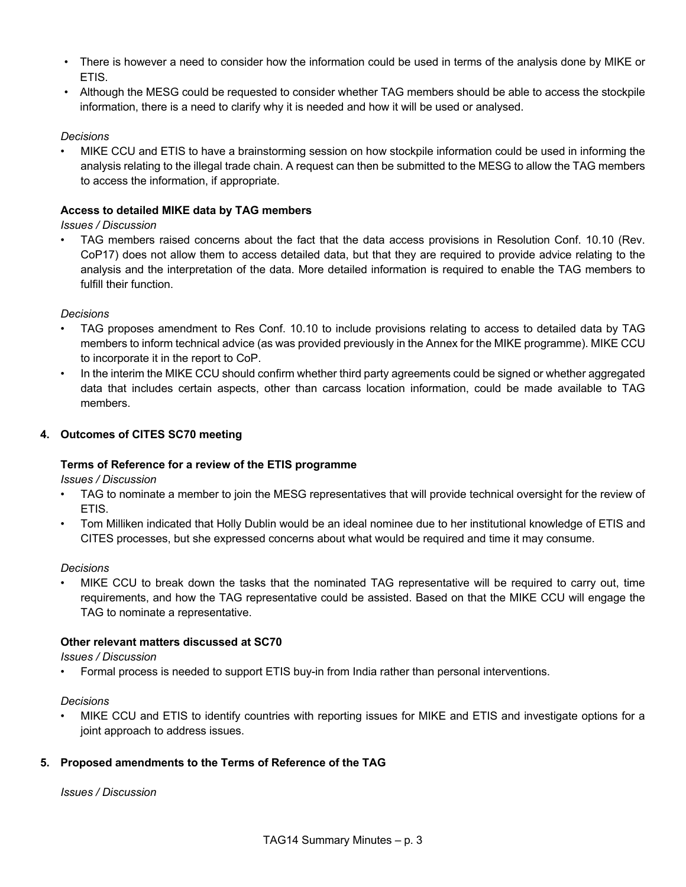- There is however a need to consider how the information could be used in terms of the analysis done by MIKE or ETIS.
- Although the MESG could be requested to consider whether TAG members should be able to access the stockpile information, there is a need to clarify why it is needed and how it will be used or analysed.

*Decisions*

- MIKE CCU and ETIS to have a brainstorming session on how stockpile information could be used in informing the analysis relating to the illegal trade chain. A request can then be submitted to the MESG to allow the TAG members to access the information, if appropriate.

**Access to detailed MIKE data by TAG members**

*Issues / Discussion*

- TAG members raised concerns about the fact that the data access provisions in Resolution Conf. 10.10 (Rev. CoP17) does not allow them to access detailed data, but that they are required to provide advice relating to the analysis and the interpretation of the data. More detailed information is required to enable the TAG members to fulfill their function.

*Decisions*

- TAG proposes amendment to Res Conf. 10.10 to include provisions relating to access to detailed data by TAG members to inform technical advice (as was provided previously in the Annex for the MIKE programme). MIKE CCU to incorporate it in the report to CoP.
- In the interim the MIKE CCU should confirm whether third party agreements could be signed or whether aggregated data that includes certain aspects, other than carcass location information, could be made available to TAG members.

## 4. Outcomes of CITES SC70 meeting

**Terms of Reference for a review of the ETIS programme**

*Issues / Discussion*

- TAG to nominate a member to join the MESG representatives that will provide technical oversight for the review of ETIS.
- Tom Milliken indicated that Holly Dublin would be an ideal nominee due to her institutional knowledge of ETIS and CITES processes, but she expressed concerns about what would be required and time it may consume.

*Decisions*

- MIKE CCU to break down the tasks that the nominated TAG representative will be required to carry out, time requirements, and how the TAG representative could be assisted. Based on that the MIKE CCU will engage the TAG to nominate a representative.

**Other relevant matters discussed at SC70**

*Issues / Discussion*

- Formal process is needed to support ETIS buy-in from India rather than personal interventions.

*Decisions*

- MIKE CCU and ETIS to identify countries with reporting issues for MIKE and ETIS and investigate options for a joint approach to address issues.

## 5. Proposed amendments to the Terms of Reference of the TAG

*Issues / Discussion*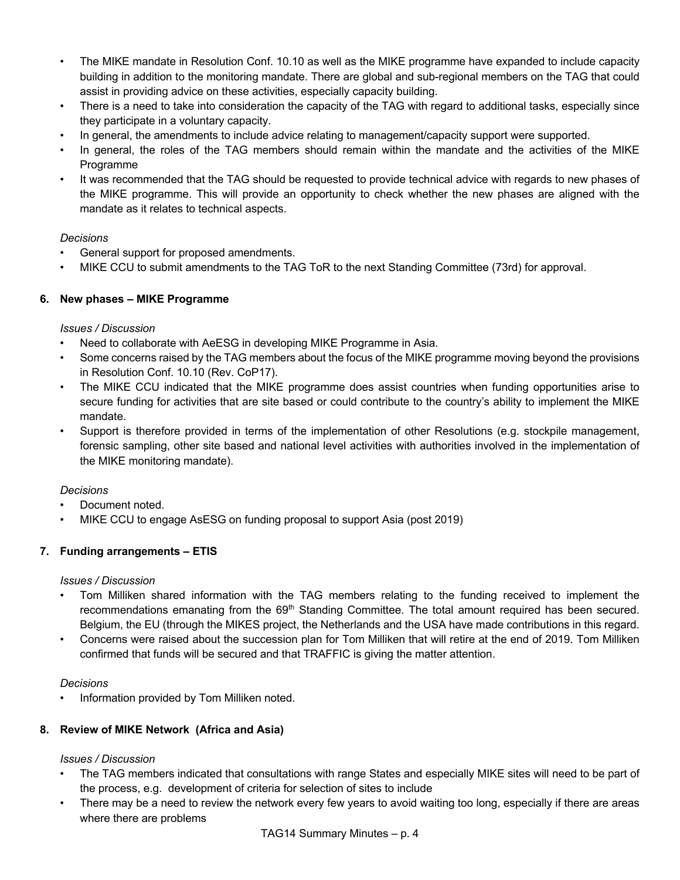- The MIKE mandate in Resolution Conf. 10.10 as well as the MIKE programme have expanded to include capacity building in addition to the monitoring mandate. There are global and sub-regional members on the TAG that could assist in providing advice on these activities, especially capacity building.
- There is a need to take into consideration the capacity of the TAG with regard to additional tasks, especially since they participate in a voluntary capacity.
- In general, the amendments to include advice relating to management/capacity support were supported.
- In general, the roles of the TAG members should remain within the mandate and the activities of the MIKE Programme
- It was recommended that the TAG should be requested to provide technical advice with regards to new phases of the MIKE programme. This will provide an opportunity to check whether the new phases are aligned with the mandate as it relates to technical aspects.

*Decisions*

- General support for proposed amendments.
- MIKE CCU to submit amendments to the TAG ToR to the next Standing Committee (73rd) for approval.

**6. New phases – MIKE Programme**

*Issues / Discussion*

- Need to collaborate with AeESG in developing MIKE Programme in Asia.
- Some concerns raised by the TAG members about the focus of the MIKE programme moving beyond the provisions in Resolution Conf. 10.10 (Rev. CoP17).
- The MIKE CCU indicated that the MIKE programme does assist countries when funding opportunities arise to secure funding for activities that are site based or could contribute to the country's ability to implement the MIKE mandate.
- Support is therefore provided in terms of the implementation of other Resolutions (e.g. stockpile management, forensic sampling, other site based and national level activities with authorities involved in the implementation of the MIKE monitoring mandate).

*Decisions*

- Document noted.
- MIKE CCU to engage AsESG on funding proposal to support Asia (post 2019)

**7. Funding arrangements – ETIS**

*Issues / Discussion*

- Tom Milliken shared information with the TAG members relating to the funding received to implement the recommendations emanating from the 69th Standing Committee. The total amount required has been secured. Belgium, the EU (through the MIKES project, the Netherlands and the USA have made contributions in this regard.
- Concerns were raised about the succession plan for Tom Milliken that will retire at the end of 2019. Tom Milliken confirmed that funds will be secured and that TRAFFIC is giving the matter attention.

*Decisions*

- Information provided by Tom Milliken noted.

**8. Review of MIKE Network (Africa and Asia)**

*Issues / Discussion*

- The TAG members indicated that consultations with range States and especially MIKE sites will need to be part of the process, e.g. development of criteria for selection of sites to include
- There may be a need to review the network every few years to avoid waiting too long, especially if there are areas where there are problems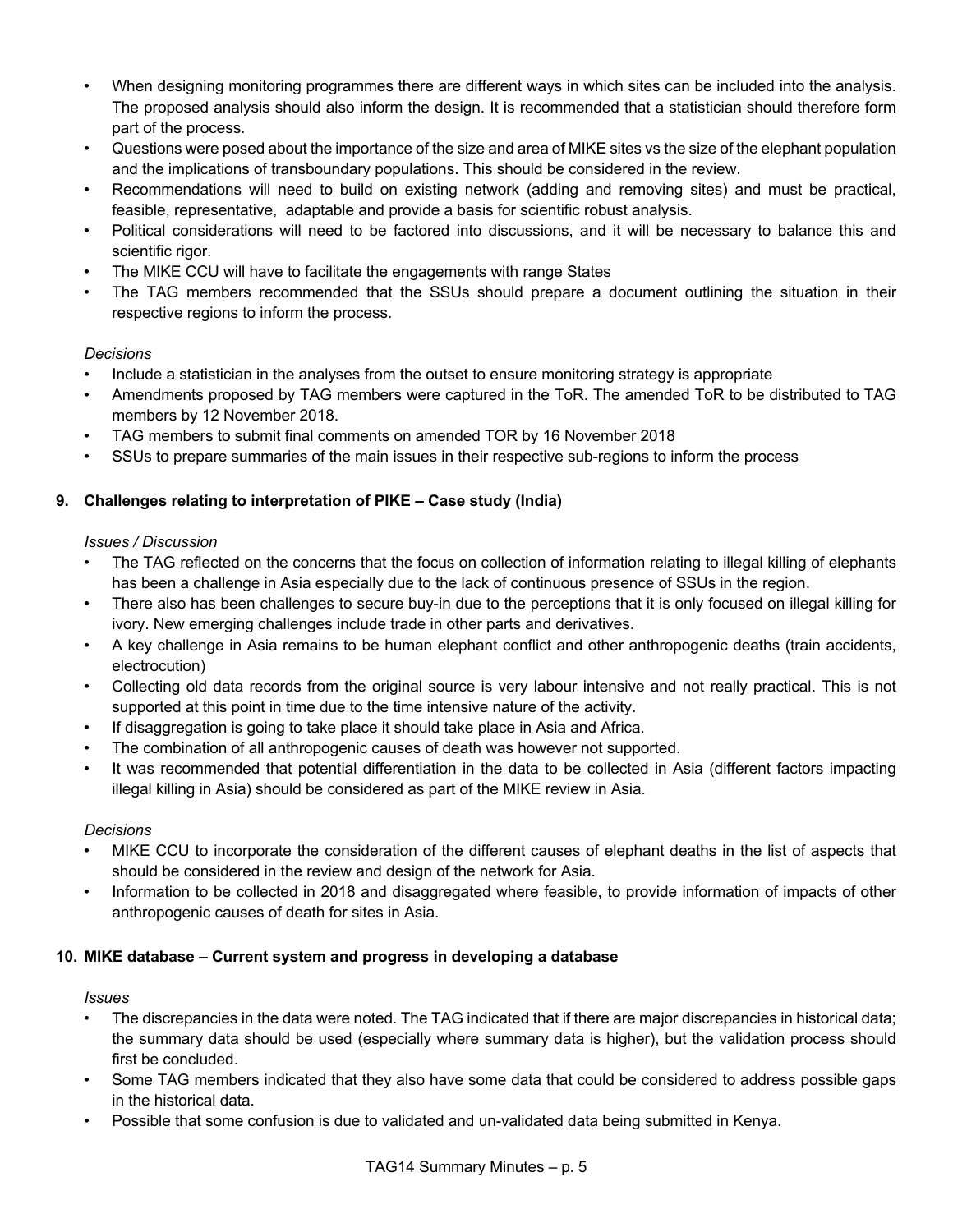- When designing monitoring programmes there are different ways in which sites can be included into the analysis. The proposed analysis should also inform the design. It is recommended that a statistician should therefore form part of the process.
- Questions were posed about the importance of the size and area of MIKE sites vs the size of the elephant population and the implications of transboundary populations. This should be considered in the review.
- Recommendations will need to build on existing network (adding and removing sites) and must be practical, feasible, representative, adaptable and provide a basis for scientific robust analysis.
- Political considerations will need to be factored into discussions, and it will be necessary to balance this and scientific rigor.
- The MIKE CCU will have to facilitate the engagements with range States
- The TAG members recommended that the SSUs should prepare a document outlining the situation in their respective regions to inform the process.

*Decisions*

- Include a statistician in the analyses from the outset to ensure monitoring strategy is appropriate
- Amendments proposed by TAG members were captured in the ToR. The amended ToR to be distributed to TAG members by 12 November 2018.
- TAG members to submit final comments on amended TOR by 16 November 2018
- SSUs to prepare summaries of the main issues in their respective sub-regions to inform the process

**9. Challenges relating to interpretation of PIKE – Case study (India)**

*Issues / Discussion*

- The TAG reflected on the concerns that the focus on collection of information relating to illegal killing of elephants has been a challenge in Asia especially due to the lack of continuous presence of SSUs in the region.
- There also has been challenges to secure buy-in due to the perceptions that it is only focused on illegal killing for ivory. New emerging challenges include trade in other parts and derivatives.
- A key challenge in Asia remains to be human elephant conflict and other anthropogenic deaths (train accidents, electrocution)
- Collecting old data records from the original source is very labour intensive and not really practical. This is not supported at this point in time due to the time intensive nature of the activity.
- If disaggregation is going to take place it should take place in Asia and Africa.
- The combination of all anthropogenic causes of death was however not supported.
- It was recommended that potential differentiation in the data to be collected in Asia (different factors impacting illegal killing in Asia) should be considered as part of the MIKE review in Asia.

*Decisions*

- MIKE CCU to incorporate the consideration of the different causes of elephant deaths in the list of aspects that should be considered in the review and design of the network for Asia.
- Information to be collected in 2018 and disaggregated where feasible, to provide information of impacts of other anthropogenic causes of death for sites in Asia.

**10. MIKE database – Current system and progress in developing a database**

*Issues*

- The discrepancies in the data were noted. The TAG indicated that if there are major discrepancies in historical data; the summary data should be used (especially where summary data is higher), but the validation process should first be concluded.
- Some TAG members indicated that they also have some data that could be considered to address possible gaps in the historical data.
- Possible that some confusion is due to validated and un-validated data being submitted in Kenya.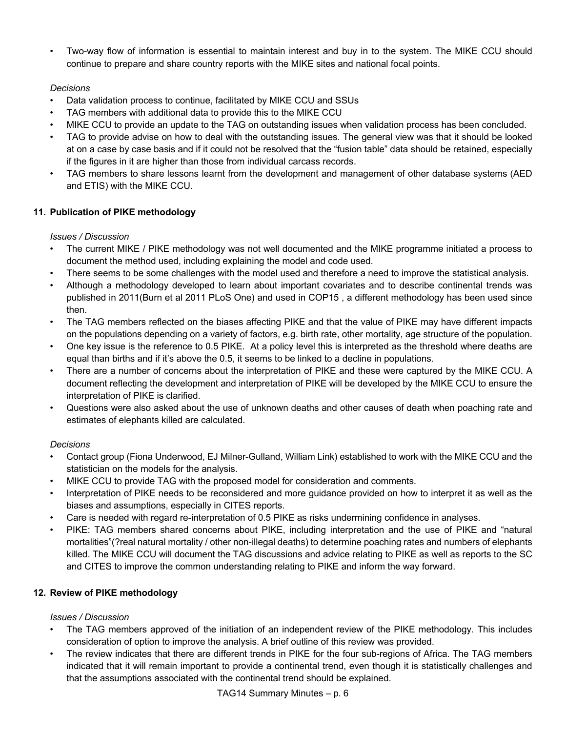- Two-way flow of information is essential to maintain interest and buy in to the system. The MIKE CCU should continue to prepare and share country reports with the MIKE sites and national focal points.

*Decisions*

- Data validation process to continue, facilitated by MIKE CCU and SSUs
- TAG members with additional data to provide this to the MIKE CCU
- MIKE CCU to provide an update to the TAG on outstanding issues when validation process has been concluded.
- TAG to provide advise on how to deal with the outstanding issues. The general view was that it should be looked at on a case by case basis and if it could not be resolved that the "fusion table" data should be retained, especially if the figures in it are higher than those from individual carcass records.
- TAG members to share lessons learnt from the development and management of other database systems (AED and ETIS) with the MIKE CCU.

## 11. Publication of PIKE methodology

*Issues / Discussion*

- The current MIKE / PIKE methodology was not well documented and the MIKE programme initiated a process to document the method used, including explaining the model and code used.
- There seems to be some challenges with the model used and therefore a need to improve the statistical analysis.
- Although a methodology developed to learn about important covariates and to describe continental trends was published in 2011(Burn et al 2011 PLoS One) and used in COP15 , a different methodology has been used since then.
- The TAG members reflected on the biases affecting PIKE and that the value of PIKE may have different impacts on the populations depending on a variety of factors, e.g. birth rate, other mortality, age structure of the population.
- One key issue is the reference to 0.5 PIKE. At a policy level this is interpreted as the threshold where deaths are equal than births and if it's above the 0.5, it seems to be linked to a decline in populations.
- There are a number of concerns about the interpretation of PIKE and these were captured by the MIKE CCU. A document reflecting the development and interpretation of PIKE will be developed by the MIKE CCU to ensure the interpretation of PIKE is clarified.
- Questions were also asked about the use of unknown deaths and other causes of death when poaching rate and estimates of elephants killed are calculated.

*Decisions*

- Contact group (Fiona Underwood, EJ Milner-Gulland, William Link) established to work with the MIKE CCU and the statistician on the models for the analysis.
- MIKE CCU to provide TAG with the proposed model for consideration and comments.
- Interpretation of PIKE needs to be reconsidered and more guidance provided on how to interpret it as well as the biases and assumptions, especially in CITES reports.
- Care is needed with regard re-interpretation of 0.5 PIKE as risks undermining confidence in analyses.
- PIKE: TAG members shared concerns about PIKE, including interpretation and the use of PIKE and "natural mortalities"(?real natural mortality / other non-illegal deaths) to determine poaching rates and numbers of elephants killed. The MIKE CCU will document the TAG discussions and advice relating to PIKE as well as reports to the SC and CITES to improve the common understanding relating to PIKE and inform the way forward.

## 12. Review of PIKE methodology

*Issues / Discussion*

- The TAG members approved of the initiation of an independent review of the PIKE methodology. This includes consideration of option to improve the analysis. A brief outline of this review was provided.
- The review indicates that there are different trends in PIKE for the four sub-regions of Africa. The TAG members indicated that it will remain important to provide a continental trend, even though it is statistically challenges and that the assumptions associated with the continental trend should be explained.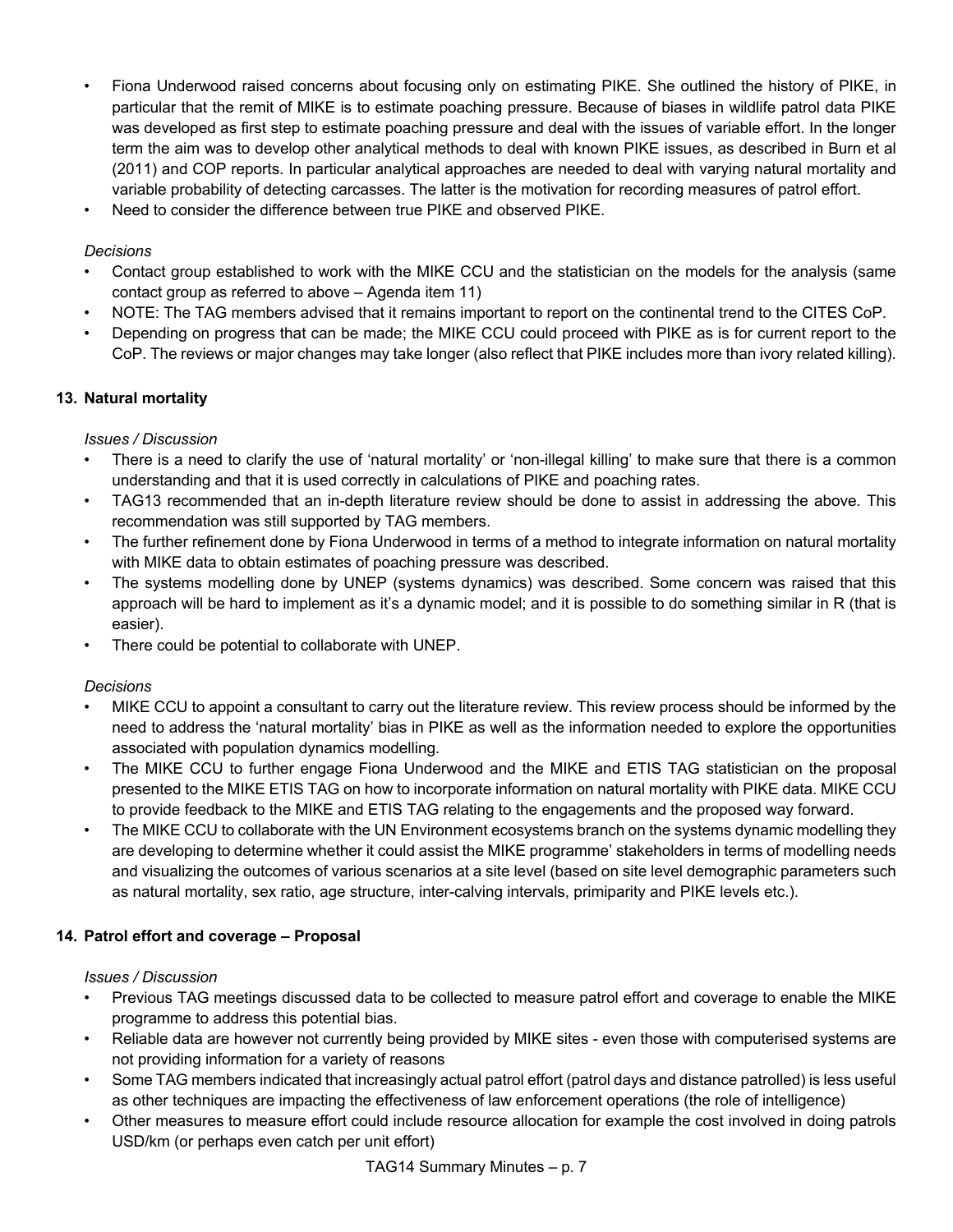- Fiona Underwood raised concerns about focusing only on estimating PIKE. She outlined the history of PIKE, in particular that the remit of MIKE is to estimate poaching pressure. Because of biases in wildlife patrol data PIKE was developed as first step to estimate poaching pressure and deal with the issues of variable effort. In the longer term the aim was to develop other analytical methods to deal with known PIKE issues, as described in Burn et al (2011) and COP reports. In particular analytical approaches are needed to deal with varying natural mortality and variable probability of detecting carcasses. The latter is the motivation for recording measures of patrol effort.
- Need to consider the difference between true PIKE and observed PIKE.

*Decisions*

- Contact group established to work with the MIKE CCU and the statistician on the models for the analysis (same contact group as referred to above – Agenda item 11)
- NOTE: The TAG members advised that it remains important to report on the continental trend to the CITES CoP.
- Depending on progress that can be made; the MIKE CCU could proceed with PIKE as is for current report to the CoP. The reviews or major changes may take longer (also reflect that PIKE includes more than ivory related killing).

## 13. Natural mortality

*Issues / Discussion*

- There is a need to clarify the use of 'natural mortality' or 'non-illegal killing' to make sure that there is a common understanding and that it is used correctly in calculations of PIKE and poaching rates.
- TAG13 recommended that an in-depth literature review should be done to assist in addressing the above. This recommendation was still supported by TAG members.
- The further refinement done by Fiona Underwood in terms of a method to integrate information on natural mortality with MIKE data to obtain estimates of poaching pressure was described.
- The systems modelling done by UNEP (systems dynamics) was described. Some concern was raised that this approach will be hard to implement as it's a dynamic model; and it is possible to do something similar in R (that is easier).
- There could be potential to collaborate with UNEP.

*Decisions*

- MIKE CCU to appoint a consultant to carry out the literature review. This review process should be informed by the need to address the 'natural mortality' bias in PIKE as well as the information needed to explore the opportunities associated with population dynamics modelling.
- The MIKE CCU to further engage Fiona Underwood and the MIKE and ETIS TAG statistician on the proposal presented to the MIKE ETIS TAG on how to incorporate information on natural mortality with PIKE data. MIKE CCU to provide feedback to the MIKE and ETIS TAG relating to the engagements and the proposed way forward.
- The MIKE CCU to collaborate with the UN Environment ecosystems branch on the systems dynamic modelling they are developing to determine whether it could assist the MIKE programme' stakeholders in terms of modelling needs and visualizing the outcomes of various scenarios at a site level (based on site level demographic parameters such as natural mortality, sex ratio, age structure, inter-calving intervals, primiparity and PIKE levels etc.).

## 14. Patrol effort and coverage – Proposal

*Issues / Discussion*

- Previous TAG meetings discussed data to be collected to measure patrol effort and coverage to enable the MIKE programme to address this potential bias.
- Reliable data are however not currently being provided by MIKE sites - even those with computerised systems are not providing information for a variety of reasons
- Some TAG members indicated that increasingly actual patrol effort (patrol days and distance patrolled) is less useful as other techniques are impacting the effectiveness of law enforcement operations (the role of intelligence)
- Other measures to measure effort could include resource allocation for example the cost involved in doing patrols USD/km (or perhaps even catch per unit effort)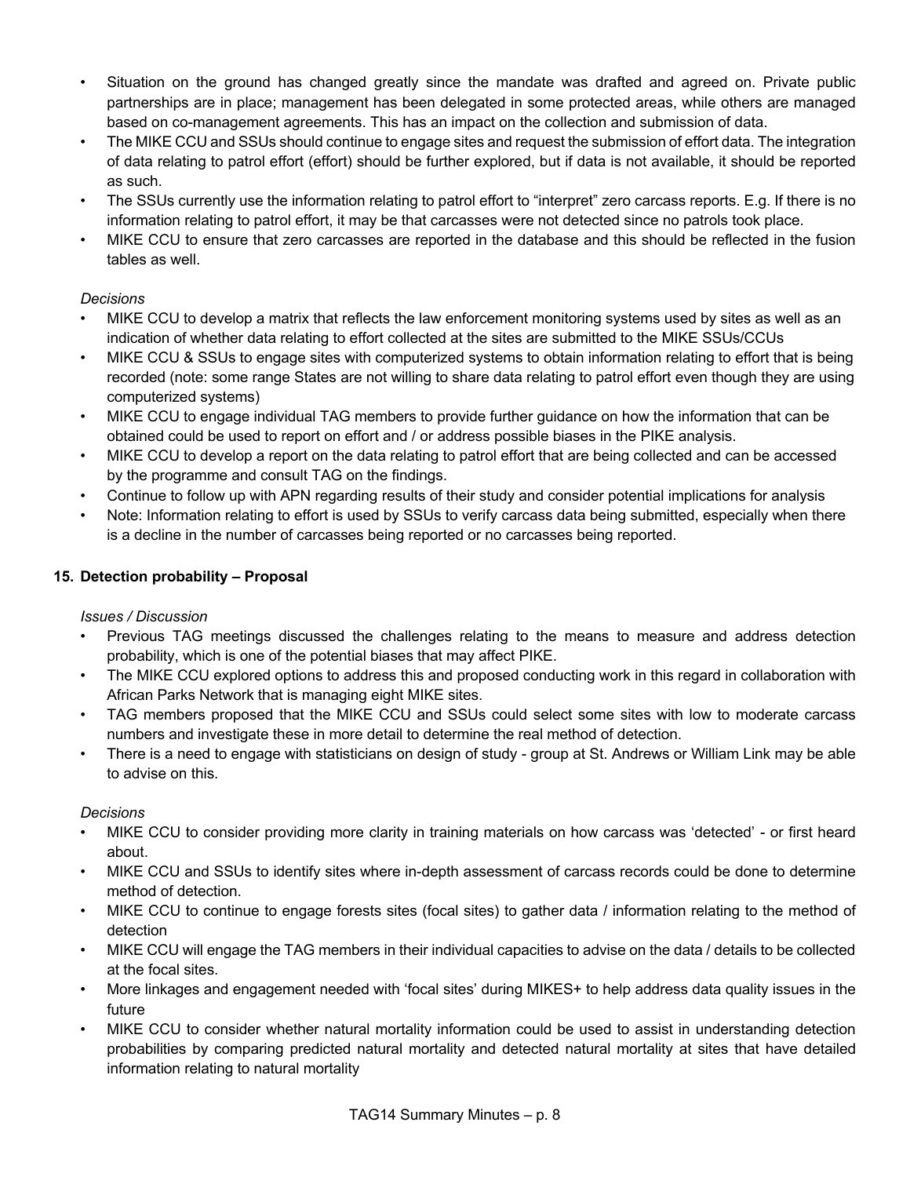- Situation on the ground has changed greatly since the mandate was drafted and agreed on. Private public partnerships are in place; management has been delegated in some protected areas, while others are managed based on co-management agreements. This has an impact on the collection and submission of data.
- The MIKE CCU and SSUs should continue to engage sites and request the submission of effort data. The integration of data relating to patrol effort (effort) should be further explored, but if data is not available, it should be reported as such.
- The SSUs currently use the information relating to patrol effort to "interpret" zero carcass reports. E.g. If there is no information relating to patrol effort, it may be that carcasses were not detected since no patrols took place.
- MIKE CCU to ensure that zero carcasses are reported in the database and this should be reflected in the fusion tables as well.

*Decisions*

- MIKE CCU to develop a matrix that reflects the law enforcement monitoring systems used by sites as well as an indication of whether data relating to effort collected at the sites are submitted to the MIKE SSUs/CCUs
- MIKE CCU & SSUs to engage sites with computerized systems to obtain information relating to effort that is being recorded (note: some range States are not willing to share data relating to patrol effort even though they are using computerized systems)
- MIKE CCU to engage individual TAG members to provide further guidance on how the information that can be obtained could be used to report on effort and / or address possible biases in the PIKE analysis.
- MIKE CCU to develop a report on the data relating to patrol effort that are being collected and can be accessed by the programme and consult TAG on the findings.
- Continue to follow up with APN regarding results of their study and consider potential implications for analysis
- Note: Information relating to effort is used by SSUs to verify carcass data being submitted, especially when there is a decline in the number of carcasses being reported or no carcasses being reported.

## 15. Detection probability – Proposal

*Issues / Discussion*

- Previous TAG meetings discussed the challenges relating to the means to measure and address detection probability, which is one of the potential biases that may affect PIKE.
- The MIKE CCU explored options to address this and proposed conducting work in this regard in collaboration with African Parks Network that is managing eight MIKE sites.
- TAG members proposed that the MIKE CCU and SSUs could select some sites with low to moderate carcass numbers and investigate these in more detail to determine the real method of detection.
- There is a need to engage with statisticians on design of study - group at St. Andrews or William Link may be able to advise on this.

*Decisions*

- MIKE CCU to consider providing more clarity in training materials on how carcass was 'detected' - or first heard about.
- MIKE CCU and SSUs to identify sites where in-depth assessment of carcass records could be done to determine method of detection.
- MIKE CCU to continue to engage forests sites (focal sites) to gather data / information relating to the method of detection
- MIKE CCU will engage the TAG members in their individual capacities to advise on the data / details to be collected at the focal sites.
- More linkages and engagement needed with 'focal sites' during MIKES+ to help address data quality issues in the future
- MIKE CCU to consider whether natural mortality information could be used to assist in understanding detection probabilities by comparing predicted natural mortality and detected natural mortality at sites that have detailed information relating to natural mortality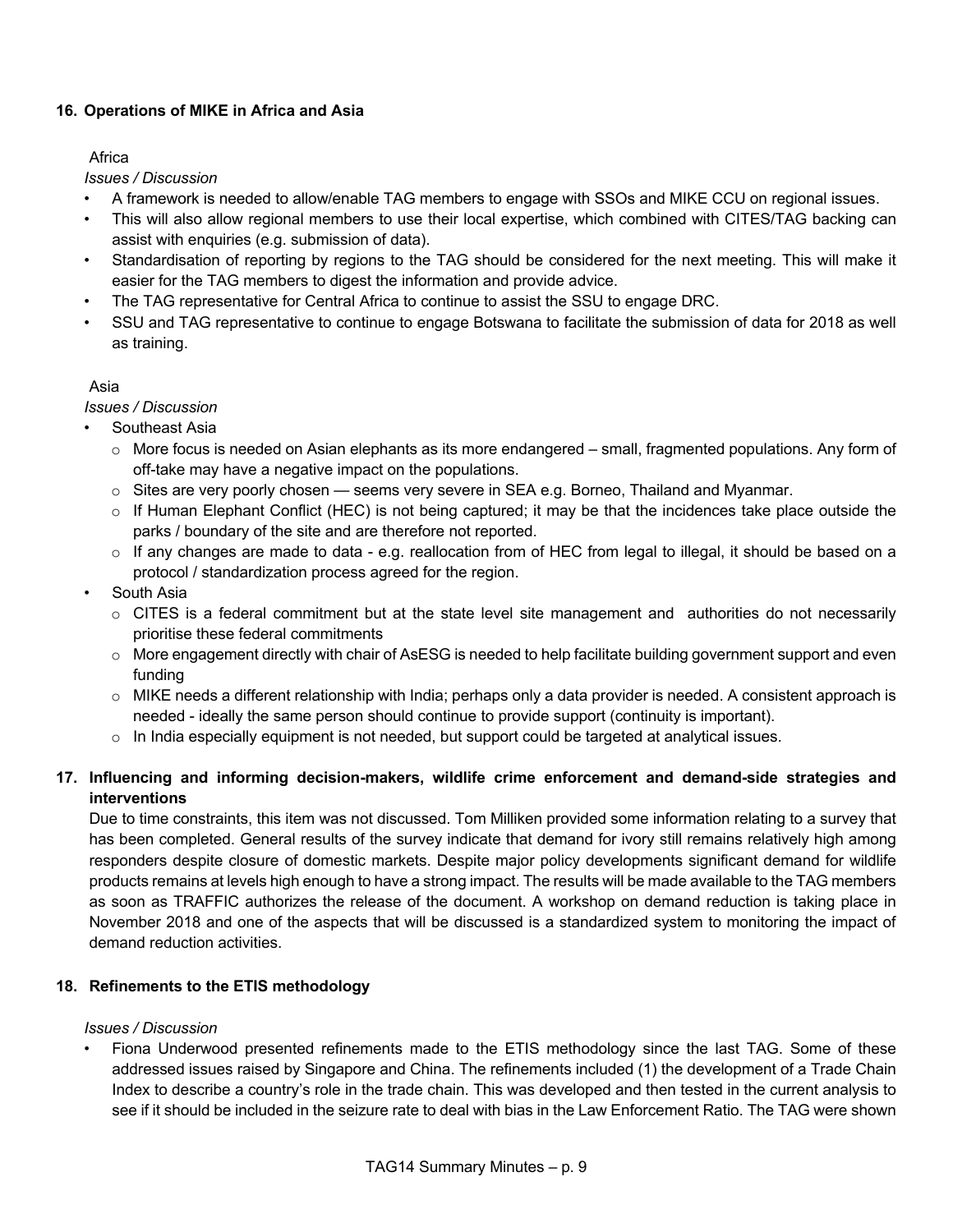## 16. Operations of MIKE in Africa and Asia

Africa

*Issues / Discussion*

- A framework is needed to allow/enable TAG members to engage with SSOs and MIKE CCU on regional issues.
- This will also allow regional members to use their local expertise, which combined with CITES/TAG backing can assist with enquiries (e.g. submission of data).
- Standardisation of reporting by regions to the TAG should be considered for the next meeting. This will make it easier for the TAG members to digest the information and provide advice.
- The TAG representative for Central Africa to continue to assist the SSU to engage DRC.
- SSU and TAG representative to continue to engage Botswana to facilitate the submission of data for 2018 as well as training.

Asia

*Issues / Discussion*

- Southeast Asia
  - More focus is needed on Asian elephants as its more endangered – small, fragmented populations. Any form of off-take may have a negative impact on the populations.
  - Sites are very poorly chosen — seems very severe in SEA e.g. Borneo, Thailand and Myanmar.
  - If Human Elephant Conflict (HEC) is not being captured; it may be that the incidences take place outside the parks / boundary of the site and are therefore not reported.
  - If any changes are made to data - e.g. reallocation from of HEC from legal to illegal, it should be based on a protocol / standardization process agreed for the region.
- South Asia
  - CITES is a federal commitment but at the state level site management and authorities do not necessarily prioritise these federal commitments
  - More engagement directly with chair of AsESG is needed to help facilitate building government support and even funding
  - MIKE needs a different relationship with India; perhaps only a data provider is needed. A consistent approach is needed - ideally the same person should continue to provide support (continuity is important).
  - In India especially equipment is not needed, but support could be targeted at analytical issues.

## 17. Influencing and informing decision-makers, wildlife crime enforcement and demand-side strategies and interventions

Due to time constraints, this item was not discussed. Tom Milliken provided some information relating to a survey that has been completed. General results of the survey indicate that demand for ivory still remains relatively high among responders despite closure of domestic markets. Despite major policy developments significant demand for wildlife products remains at levels high enough to have a strong impact. The results will be made available to the TAG members as soon as TRAFFIC authorizes the release of the document. A workshop on demand reduction is taking place in November 2018 and one of the aspects that will be discussed is a standardized system to monitoring the impact of demand reduction activities.

## 18. Refinements to the ETIS methodology

*Issues / Discussion*

- Fiona Underwood presented refinements made to the ETIS methodology since the last TAG. Some of these addressed issues raised by Singapore and China. The refinements included (1) the development of a Trade Chain Index to describe a country's role in the trade chain. This was developed and then tested in the current analysis to see if it should be included in the seizure rate to deal with bias in the Law Enforcement Ratio. The TAG were shown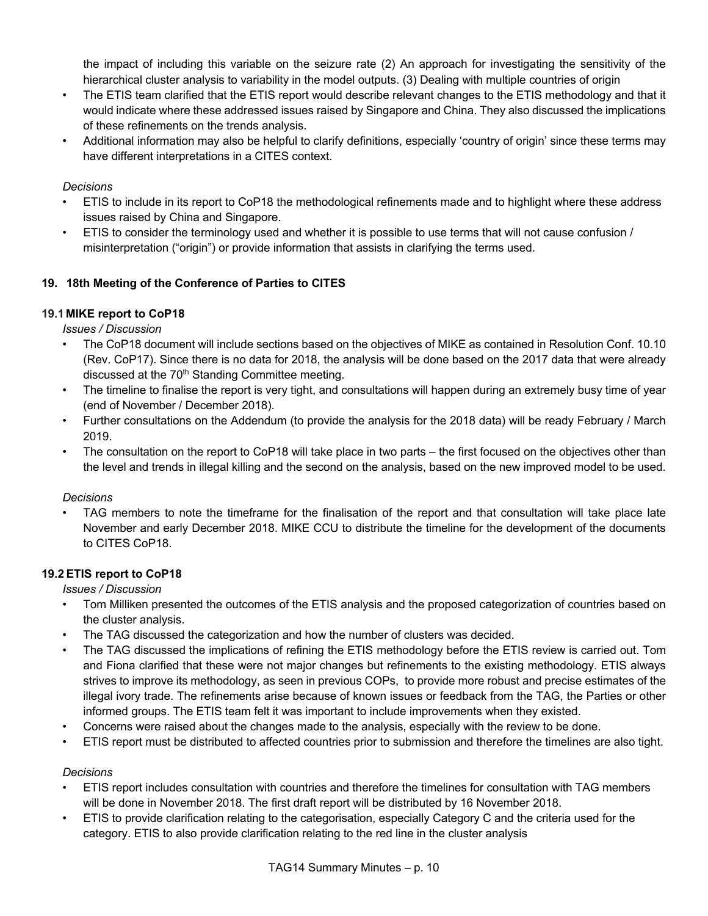the impact of including this variable on the seizure rate (2) An approach for investigating the sensitivity of the hierarchical cluster analysis to variability in the model outputs. (3) Dealing with multiple countries of origin

- The ETIS team clarified that the ETIS report would describe relevant changes to the ETIS methodology and that it would indicate where these addressed issues raised by Singapore and China. They also discussed the implications of these refinements on the trends analysis.
- Additional information may also be helpful to clarify definitions, especially 'country of origin' since these terms may have different interpretations in a CITES context.

*Decisions*

- ETIS to include in its report to CoP18 the methodological refinements made and to highlight where these address issues raised by China and Singapore.
- ETIS to consider the terminology used and whether it is possible to use terms that will not cause confusion / misinterpretation ("origin") or provide information that assists in clarifying the terms used.

## 19. 18th Meeting of the Conference of Parties to CITES

### 19.1 MIKE report to CoP18

*Issues / Discussion*

- The CoP18 document will include sections based on the objectives of MIKE as contained in Resolution Conf. 10.10 (Rev. CoP17). Since there is no data for 2018, the analysis will be done based on the 2017 data that were already discussed at the 70th Standing Committee meeting.
- The timeline to finalise the report is very tight, and consultations will happen during an extremely busy time of year (end of November / December 2018).
- Further consultations on the Addendum (to provide the analysis for the 2018 data) will be ready February / March 2019.
- The consultation on the report to CoP18 will take place in two parts – the first focused on the objectives other than the level and trends in illegal killing and the second on the analysis, based on the new improved model to be used.

*Decisions*

- TAG members to note the timeframe for the finalisation of the report and that consultation will take place late November and early December 2018. MIKE CCU to distribute the timeline for the development of the documents to CITES CoP18.

### 19.2 ETIS report to CoP18

*Issues / Discussion*

- Tom Milliken presented the outcomes of the ETIS analysis and the proposed categorization of countries based on the cluster analysis.
- The TAG discussed the categorization and how the number of clusters was decided.
- The TAG discussed the implications of refining the ETIS methodology before the ETIS review is carried out. Tom and Fiona clarified that these were not major changes but refinements to the existing methodology. ETIS always strives to improve its methodology, as seen in previous COPs, to provide more robust and precise estimates of the illegal ivory trade. The refinements arise because of known issues or feedback from the TAG, the Parties or other informed groups. The ETIS team felt it was important to include improvements when they existed.
- Concerns were raised about the changes made to the analysis, especially with the review to be done.
- ETIS report must be distributed to affected countries prior to submission and therefore the timelines are also tight.

*Decisions*

- ETIS report includes consultation with countries and therefore the timelines for consultation with TAG members will be done in November 2018. The first draft report will be distributed by 16 November 2018.
- ETIS to provide clarification relating to the categorisation, especially Category C and the criteria used for the category. ETIS to also provide clarification relating to the red line in the cluster analysis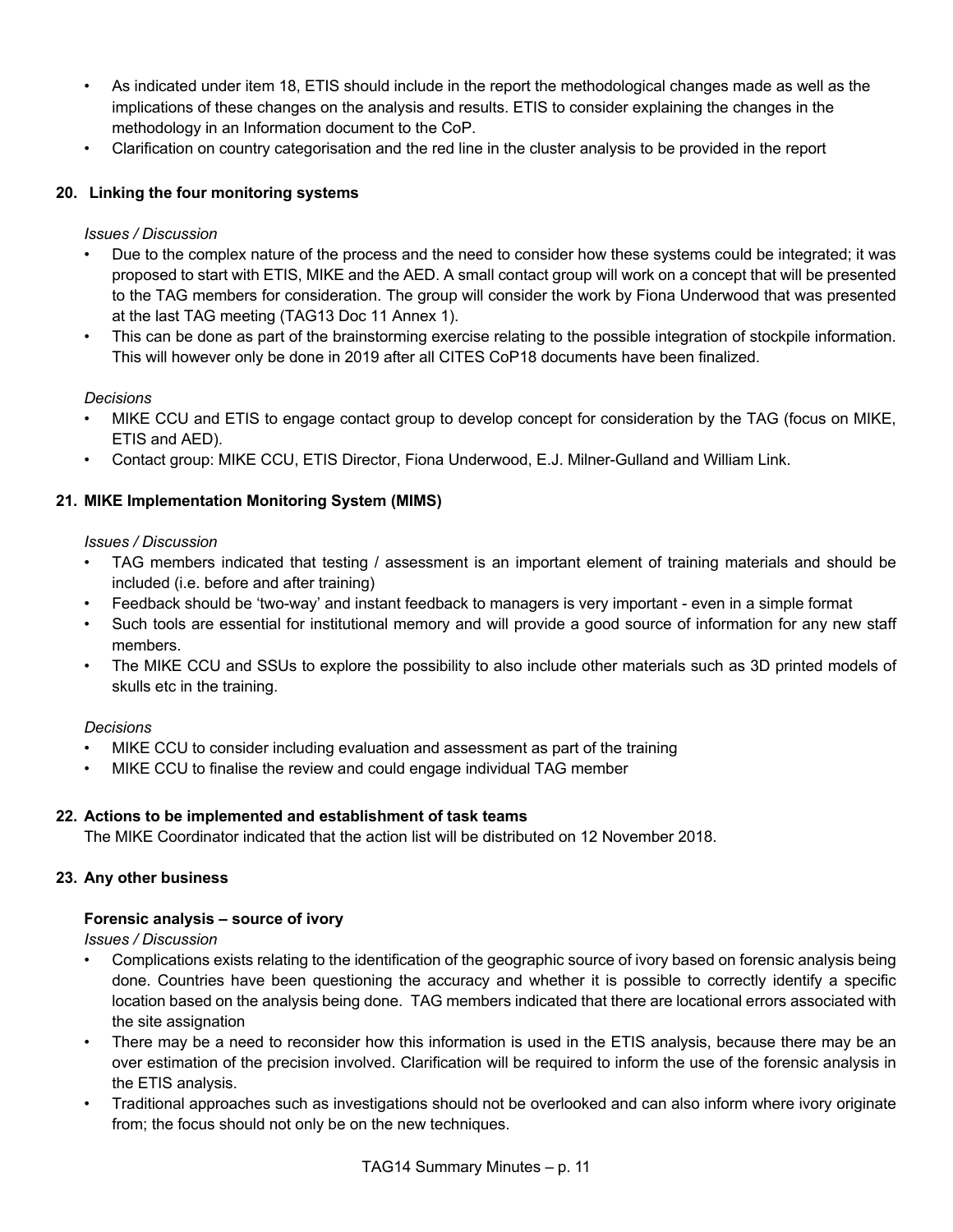- As indicated under item 18, ETIS should include in the report the methodological changes made as well as the implications of these changes on the analysis and results. ETIS to consider explaining the changes in the methodology in an Information document to the CoP.
- Clarification on country categorisation and the red line in the cluster analysis to be provided in the report

## 20. Linking the four monitoring systems

*Issues / Discussion*

- Due to the complex nature of the process and the need to consider how these systems could be integrated; it was proposed to start with ETIS, MIKE and the AED. A small contact group will work on a concept that will be presented to the TAG members for consideration. The group will consider the work by Fiona Underwood that was presented at the last TAG meeting (TAG13 Doc 11 Annex 1).
- This can be done as part of the brainstorming exercise relating to the possible integration of stockpile information. This will however only be done in 2019 after all CITES CoP18 documents have been finalized.

*Decisions*

- MIKE CCU and ETIS to engage contact group to develop concept for consideration by the TAG (focus on MIKE, ETIS and AED).
- Contact group: MIKE CCU, ETIS Director, Fiona Underwood, E.J. Milner-Gulland and William Link.

## 21. MIKE Implementation Monitoring System (MIMS)

*Issues / Discussion*

- TAG members indicated that testing / assessment is an important element of training materials and should be included (i.e. before and after training)
- Feedback should be 'two-way' and instant feedback to managers is very important - even in a simple format
- Such tools are essential for institutional memory and will provide a good source of information for any new staff members.
- The MIKE CCU and SSUs to explore the possibility to also include other materials such as 3D printed models of skulls etc in the training.

*Decisions*

- MIKE CCU to consider including evaluation and assessment as part of the training
- MIKE CCU to finalise the review and could engage individual TAG member

## 22. Actions to be implemented and establishment of task teams

The MIKE Coordinator indicated that the action list will be distributed on 12 November 2018.

## 23. Any other business

### Forensic analysis – source of ivory

*Issues / Discussion*

- Complications exists relating to the identification of the geographic source of ivory based on forensic analysis being done. Countries have been questioning the accuracy and whether it is possible to correctly identify a specific location based on the analysis being done. TAG members indicated that there are locational errors associated with the site assignation
- There may be a need to reconsider how this information is used in the ETIS analysis, because there may be an over estimation of the precision involved. Clarification will be required to inform the use of the forensic analysis in the ETIS analysis.
- Traditional approaches such as investigations should not be overlooked and can also inform where ivory originate from; the focus should not only be on the new techniques.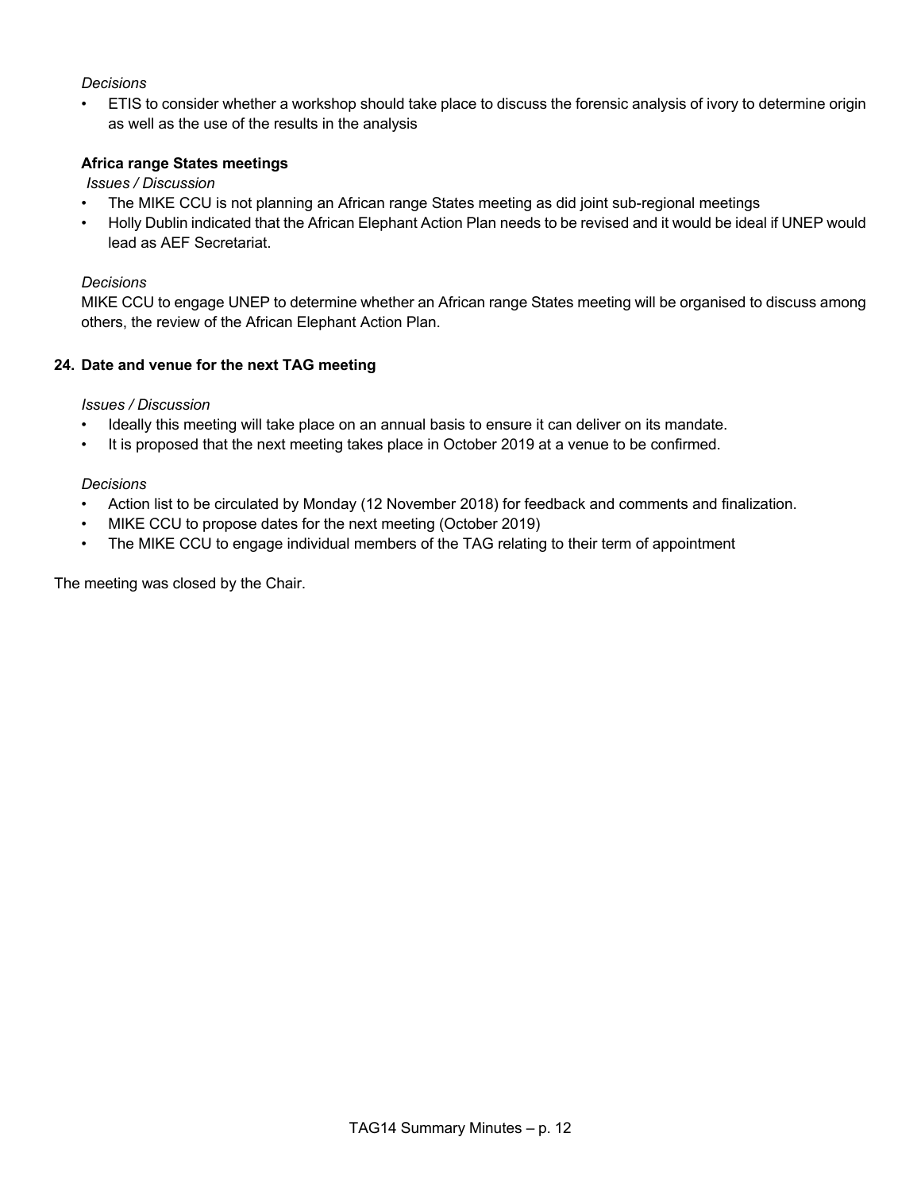*Decisions*

- ETIS to consider whether a workshop should take place to discuss the forensic analysis of ivory to determine origin as well as the use of the results in the analysis

**Africa range States meetings**

*Issues / Discussion*

- The MIKE CCU is not planning an African range States meeting as did joint sub-regional meetings
- Holly Dublin indicated that the African Elephant Action Plan needs to be revised and it would be ideal if UNEP would lead as AEF Secretariat.

*Decisions*

MIKE CCU to engage UNEP to determine whether an African range States meeting will be organised to discuss among others, the review of the African Elephant Action Plan.

## 24. Date and venue for the next TAG meeting

*Issues / Discussion*

- Ideally this meeting will take place on an annual basis to ensure it can deliver on its mandate.
- It is proposed that the next meeting takes place in October 2019 at a venue to be confirmed.

*Decisions*

- Action list to be circulated by Monday (12 November 2018) for feedback and comments and finalization.
- MIKE CCU to propose dates for the next meeting (October 2019)
- The MIKE CCU to engage individual members of the TAG relating to their term of appointment

The meeting was closed by the Chair.